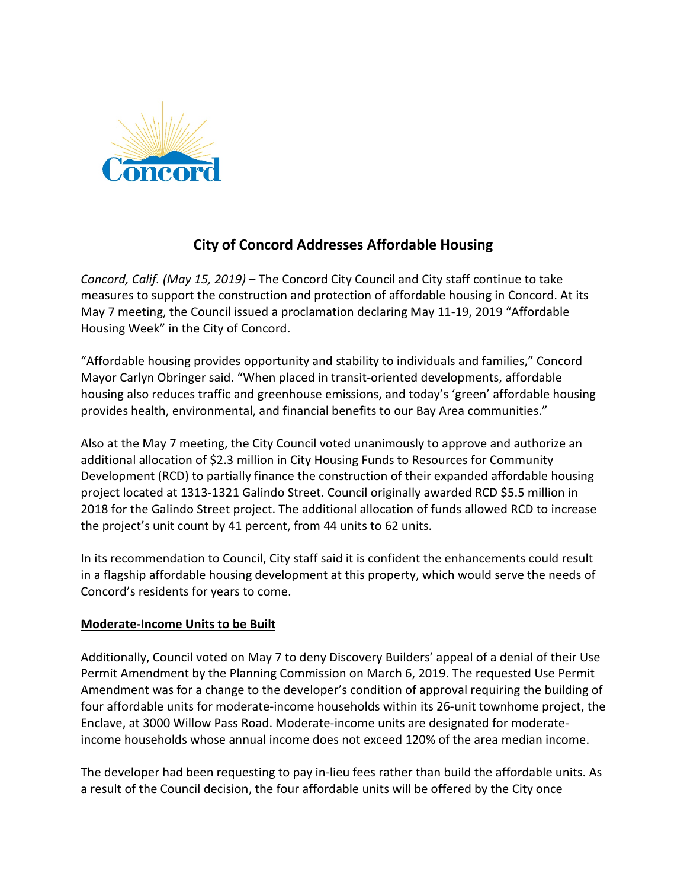# City of Concord Addresses Affordable Housing

*Concord, Calif. (May 15, 2019)* – The Concord City Council and City staff continue to take measures to support the construction and protection of affordable housing in Concord. At its May 7 meeting, the Council issued a proclamation declaring May 11-19, 2019 "Affordable Housing Week" in the City of Concord.

"Affordable housing provides opportunity and stability to individuals and families," Concord Mayor Carlyn Obringer said. "When placed in transit-oriented developments, affordable housing also reduces traffic and greenhouse emissions, and today's 'green' affordable housing provides health, environmental, and financial benefits to our Bay Area communities."

Also at the May 7 meeting, the City Council voted unanimously to approve and authorize an additional allocation of $2.3 million in City Housing Funds to Resources for Community Development (RCD) to partially finance the construction of their expanded affordable housing project located at 1313-1321 Galindo Street. Council originally awarded RCD $5.5 million in 2018 for the Galindo Street project. The additional allocation of funds allowed RCD to increase the project's unit count by 41 percent, from 44 units to 62 units.

In its recommendation to Council, City staff said it is confident the enhancements could result in a flagship affordable housing development at this property, which would serve the needs of Concord's residents for years to come.

**Moderate-Income Units to be Built**

Additionally, Council voted on May 7 to deny Discovery Builders' appeal of a denial of their Use Permit Amendment by the Planning Commission on March 6, 2019. The requested Use Permit Amendment was for a change to the developer's condition of approval requiring the building of four affordable units for moderate-income households within its 26-unit townhome project, the Enclave, at 3000 Willow Pass Road. Moderate-income units are designated for moderate-income households whose annual income does not exceed 120% of the area median income.

The developer had been requesting to pay in-lieu fees rather than build the affordable units. As a result of the Council decision, the four affordable units will be offered by the City once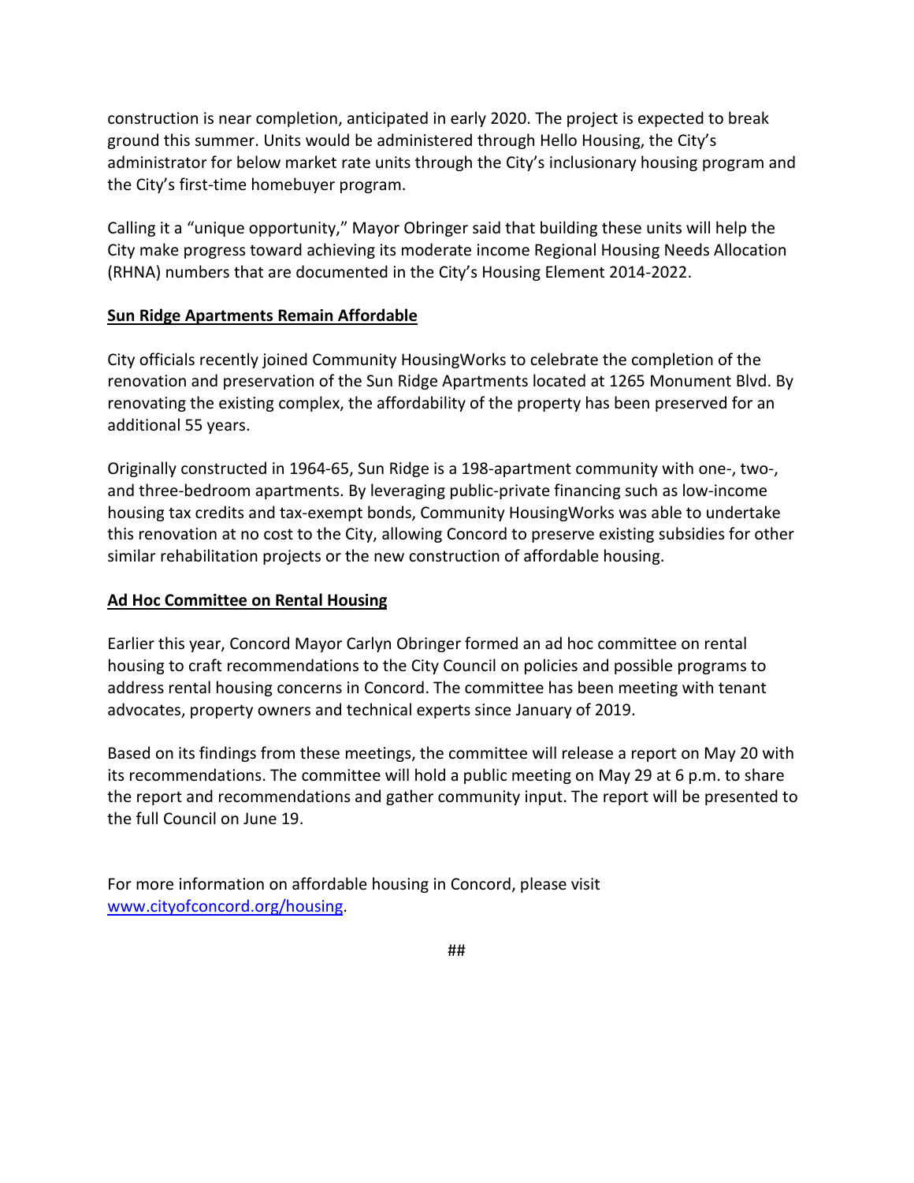construction is near completion, anticipated in early 2020. The project is expected to break ground this summer. Units would be administered through Hello Housing, the City's administrator for below market rate units through the City's inclusionary housing program and the City's first-time homebuyer program.

Calling it a "unique opportunity," Mayor Obringer said that building these units will help the City make progress toward achieving its moderate income Regional Housing Needs Allocation (RHNA) numbers that are documented in the City's Housing Element 2014-2022.

**Sun Ridge Apartments Remain Affordable**

City officials recently joined Community HousingWorks to celebrate the completion of the renovation and preservation of the Sun Ridge Apartments located at 1265 Monument Blvd. By renovating the existing complex, the affordability of the property has been preserved for an additional 55 years.

Originally constructed in 1964-65, Sun Ridge is a 198-apartment community with one-, two-, and three-bedroom apartments. By leveraging public-private financing such as low-income housing tax credits and tax-exempt bonds, Community HousingWorks was able to undertake this renovation at no cost to the City, allowing Concord to preserve existing subsidies for other similar rehabilitation projects or the new construction of affordable housing.

**Ad Hoc Committee on Rental Housing**

Earlier this year, Concord Mayor Carlyn Obringer formed an ad hoc committee on rental housing to craft recommendations to the City Council on policies and possible programs to address rental housing concerns in Concord. The committee has been meeting with tenant advocates, property owners and technical experts since January of 2019.

Based on its findings from these meetings, the committee will release a report on May 20 with its recommendations. The committee will hold a public meeting on May 29 at 6 p.m. to share the report and recommendations and gather community input. The report will be presented to the full Council on June 19.

For more information on affordable housing in Concord, please visit [www.cityofconcord.org/housing](www.cityofconcord.org/housing).

##